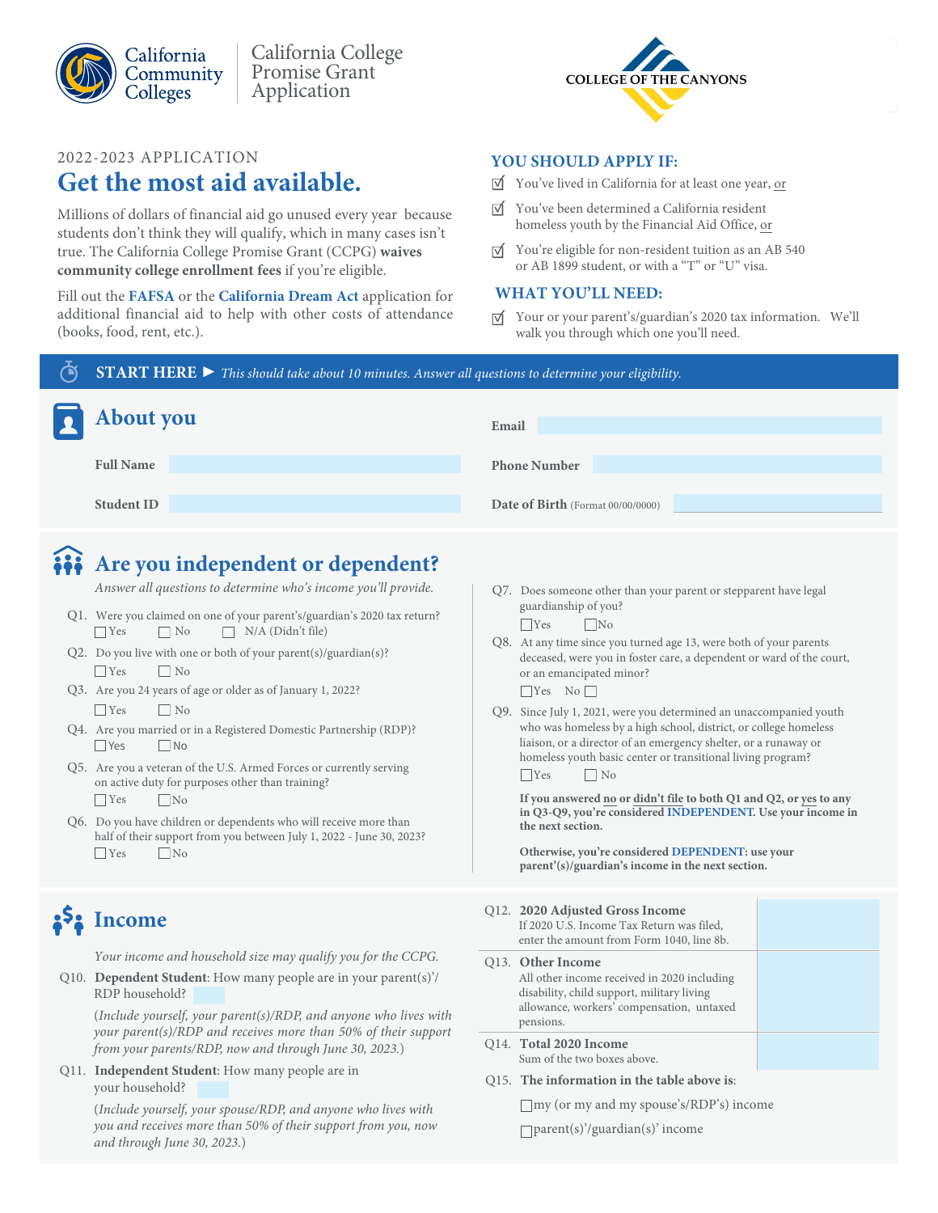California Community Colleges | California College Promise Grant Application

COLLEGE OF THE CANYONS

2022-2023 APPLICATION

# Get the most aid available.

Millions of dollars of financial aid go unused every year because students don't think they will qualify, which in many cases isn't true. The California College Promise Grant (CCPG) **waives community college enrollment fees** if you're eligible.

Fill out the **FAFSA** or the **California Dream Act** application for additional financial aid to help with other costs of attendance (books, food, rent, etc.).

## YOU SHOULD APPLY IF:

- ☑ You've lived in California for at least one year, or
- ☑ You've been determined a California resident homeless youth by the Financial Aid Office, or
- ☑ You're eligible for non-resident tuition as an AB 540 or AB 1899 student, or with a "T" or "U" visa.

## WHAT YOU'LL NEED:

- ☑ Your or your parent's/guardian's 2020 tax information. We'll walk you through which one you'll need.

**START HERE ►** *This should take about 10 minutes. Answer all questions to determine your eligibility.*

## About you

| | |
|---|---|
| **Full Name** | |
| **Student ID** | |
| **Email** | |
| **Phone Number** | |
| **Date of Birth** (Format 00/00/0000) | |

## Are you independent or dependent?

*Answer all questions to determine who's income you'll provide.*

Q1. Were you claimed on one of your parent's/guardian's 2020 tax return?
☐ Yes ☐ No ☐ N/A (Didn't file)

Q2. Do you live with one or both of your parent(s)/guardian(s)?
☐ Yes ☐ No

Q3. Are you 24 years of age or older as of January 1, 2022?
☐ Yes ☐ No

Q4. Are you married or in a Registered Domestic Partnership (RDP)?
☐ Yes ☐ No

Q5. Are you a veteran of the U.S. Armed Forces or currently serving on active duty for purposes other than training?
☐ Yes ☐ No

Q6. Do you have children or dependents who will receive more than half of their support from you between July 1, 2022 - June 30, 2023?
☐ Yes ☐ No

Q7. Does someone other than your parent or stepparent have legal guardianship of you?
☐ Yes ☐ No

Q8. At any time since you turned age 13, were both of your parents deceased, were you in foster care, a dependent or ward of the court, or an emancipated minor?
☐ Yes No ☐

Q9. Since July 1, 2021, were you determined an unaccompanied youth who was homeless by a high school, district, or college homeless liaison, or a director of an emergency shelter, or a runaway or homeless youth basic center or transitional living program?
☐ Yes ☐ No

**If you answered no or didn't file to both Q1 and Q2, or yes to any in Q3-Q9, you're considered INDEPENDENT. Use your income in the next section.**

**Otherwise, you're considered DEPENDENT: use your parent'(s)/guardian's income in the next section.**

## Income

*Your income and household size may qualify you for the CCPG.*

Q10. **Dependent Student**: How many people are in your parent(s)'/RDP household? ____

(*Include yourself, your parent(s)/RDP, and anyone who lives with your parent(s)/RDP and receives more than 50% of their support from your parents/RDP, now and through June 30, 2023.*)

Q11. **Independent Student**: How many people are in your household? ____

(*Include yourself, your spouse/RDP, and anyone who lives with you and receives more than 50% of their support from you, now and through June 30, 2023.*)

| | |
|---|---|
| Q12. **2020 Adjusted Gross Income** If 2020 U.S. Income Tax Return was filed, enter the amount from Form 1040, line 8b. | |
| Q13. **Other Income** All other income received in 2020 including disability, child support, military living allowance, workers' compensation, untaxed pensions. | |
| Q14. **Total 2020 Income** Sum of the two boxes above. | |

Q15. **The information in the table above is**:

☐ my (or my and my spouse's/RDP's) income

☐ parent(s)'/guardian(s)' income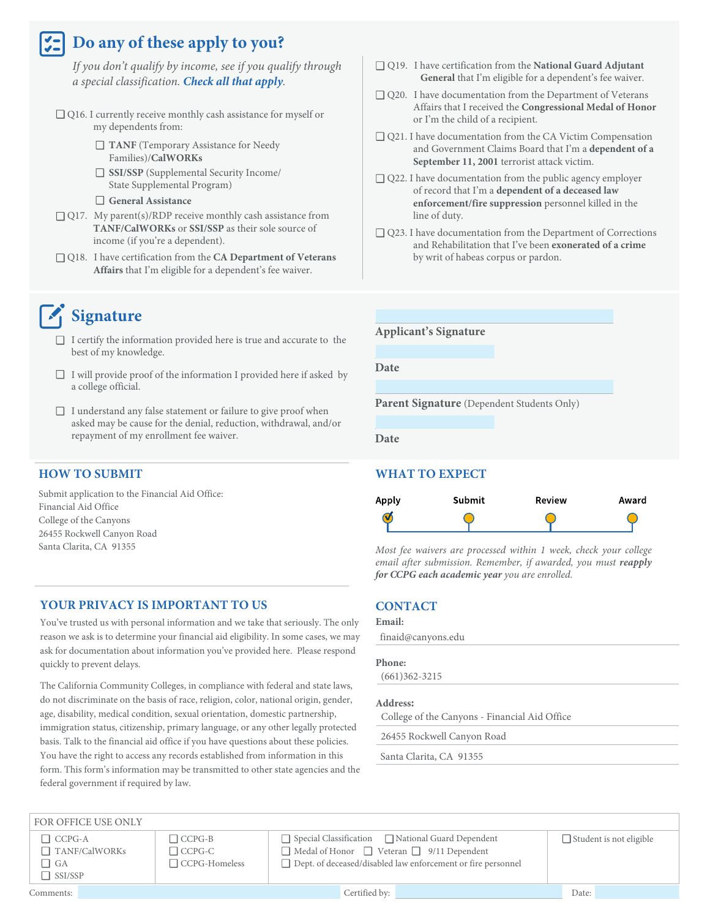## Do any of these apply to you?

*If you don't qualify by income, see if you qualify through a special classification. **Check all that apply**.*

- ☐ Q16. I currently receive monthly cash assistance for myself or my dependents from:
  - ☐ **TANF** (Temporary Assistance for Needy Families)/**CalWORKs**
  - ☐ **SSI/SSP** (Supplemental Security Income/ State Supplemental Program)
  - ☐ **General Assistance**
- ☐ Q17. My parent(s)/RDP receive monthly cash assistance from **TANF/CalWORKs** or **SSI/SSP** as their sole source of income (if you're a dependent).
- ☐ Q18. I have certification from the **CA Department of Veterans Affairs** that I'm eligible for a dependent's fee waiver.
- ☐ Q19. I have certification from the **National Guard Adjutant General** that I'm eligible for a dependent's fee waiver.
- ☐ Q20. I have documentation from the Department of Veterans Affairs that I received the **Congressional Medal of Honor** or I'm the child of a recipient.
- ☐ Q21. I have documentation from the CA Victim Compensation and Government Claims Board that I'm a **dependent of a September 11, 2001** terrorist attack victim.
- ☐ Q22. I have documentation from the public agency employer of record that I'm a **dependent of a deceased law enforcement/fire suppression** personnel killed in the line of duty.
- ☐ Q23. I have documentation from the Department of Corrections and Rehabilitation that I've been **exonerated of a crime** by writ of habeas corpus or pardon.

## Signature

- ☐ I certify the information provided here is true and accurate to the best of my knowledge.
- ☐ I will provide proof of the information I provided here if asked by a college official.
- ☐ I understand any false statement or failure to give proof when asked may be cause for the denial, reduction, withdrawal, and/or repayment of my enrollment fee waiver.

**Applicant's Signature**

**Date**

**Parent Signature** (Dependent Students Only)

**Date**

## HOW TO SUBMIT

Submit application to the Financial Aid Office:
Financial Aid Office
College of the Canyons
26455 Rockwell Canyon Road
Santa Clarita, CA 91355

## WHAT TO EXPECT

Apply ✓ — Submit — Review — Award

*Most fee waivers are processed within 1 week, check your college email after submission. Remember, if awarded, you must **reapply for CCPG each academic year** you are enrolled.*

## YOUR PRIVACY IS IMPORTANT TO US

You've trusted us with personal information and we take that seriously. The only reason we ask is to determine your financial aid eligibility. In some cases, we may ask for documentation about information you've provided here. Please respond quickly to prevent delays.

The California Community Colleges, in compliance with federal and state laws, do not discriminate on the basis of race, religion, color, national origin, gender, age, disability, medical condition, sexual orientation, domestic partnership, immigration status, citizenship, primary language, or any other legally protected basis. Talk to the financial aid office if you have questions about these policies. You have the right to access any records established from information in this form. This form's information may be transmitted to other state agencies and the federal government if required by law.

## CONTACT

**Email:**
finaid@canyons.edu

**Phone:**
(661)362-3215

**Address:**
College of the Canyons - Financial Aid Office
26455 Rockwell Canyon Road
Santa Clarita, CA 91355

FOR OFFICE USE ONLY

| | | | |
|---|---|---|---|
| ☐ CCPG-A<br>☐ TANF/CalWORKs<br>☐ GA<br>☐ SSI/SSP | ☐ CCPG-B<br>☐ CCPG-C<br>☐ CCPG-Homeless | ☐ Special Classification ☐ National Guard Dependent<br>☐ Medal of Honor ☐ Veteran ☐ 9/11 Dependent<br>☐ Dept. of deceased/disabled law enforcement or fire personnel | ☐ Student is not eligible |

Comments: Certified by: Date: